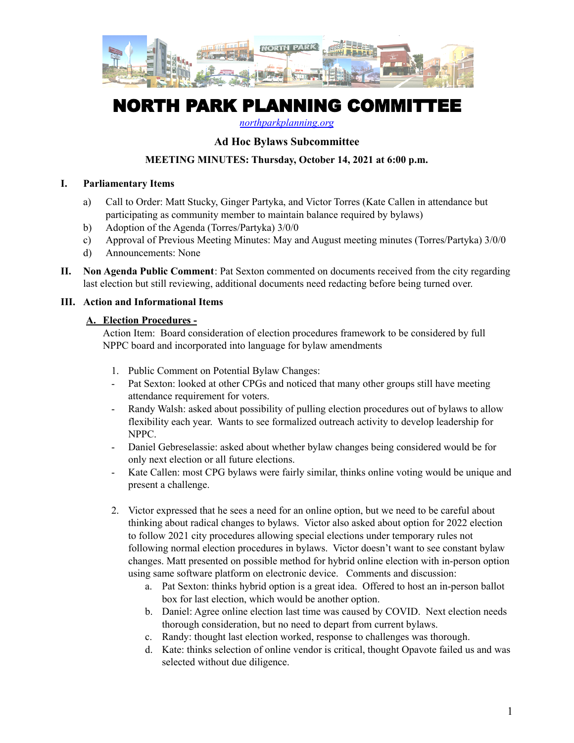# NORTH PARK PLANNING COMMITTEE

[northparkplanning.org](http://northparkplanning.org)

## Ad Hoc Bylaws Subcommittee

**MEETING MINUTES: Thursday, October 14, 2021 at 6:00 p.m.**

### I. Parliamentary Items

a) Call to Order: Matt Stucky, Ginger Partyka, and Victor Torres (Kate Callen in attendance but participating as community member to maintain balance required by bylaws)

b) Adoption of the Agenda (Torres/Partyka) 3/0/0

c) Approval of Previous Meeting Minutes: May and August meeting minutes (Torres/Partyka) 3/0/0

d) Announcements: None

### II. Non Agenda Public Comment

**Non Agenda Public Comment**: Pat Sexton commented on documents received from the city regarding last election but still reviewing, additional documents need redacting before being turned over.

### III. Action and Informational Items

**A. Election Procedures -**

Action Item: Board consideration of election procedures framework to be considered by full NPPC board and incorporated into language for bylaw amendments

1. Public Comment on Potential Bylaw Changes:
   - Pat Sexton: looked at other CPGs and noticed that many other groups still have meeting attendance requirement for voters.
   - Randy Walsh: asked about possibility of pulling election procedures out of bylaws to allow flexibility each year. Wants to see formalized outreach activity to develop leadership for NPPC.
   - Daniel Gebreselassie: asked about whether bylaw changes being considered would be for only next election or all future elections.
   - Kate Callen: most CPG bylaws were fairly similar, thinks online voting would be unique and present a challenge.

2. Victor expressed that he sees a need for an online option, but we need to be careful about thinking about radical changes to bylaws. Victor also asked about option for 2022 election to follow 2021 city procedures allowing special elections under temporary rules not following normal election procedures in bylaws. Victor doesn't want to see constant bylaw changes. Matt presented on possible method for hybrid online election with in-person option using same software platform on electronic device. Comments and discussion:
   a. Pat Sexton: thinks hybrid option is a great idea. Offered to host an in-person ballot box for last election, which would be another option.
   b. Daniel: Agree online election last time was caused by COVID. Next election needs thorough consideration, but no need to depart from current bylaws.
   c. Randy: thought last election worked, response to challenges was thorough.
   d. Kate: thinks selection of online vendor is critical, thought Opavote failed us and was selected without due diligence.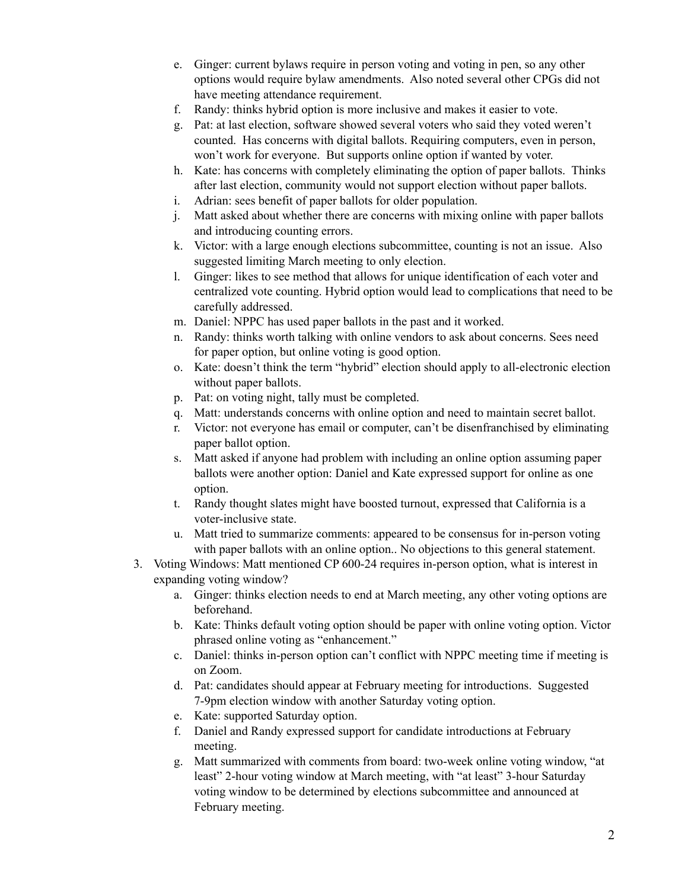e. Ginger: current bylaws require in person voting and voting in pen, so any other options would require bylaw amendments. Also noted several other CPGs did not have meeting attendance requirement.
   f. Randy: thinks hybrid option is more inclusive and makes it easier to vote.
   g. Pat: at last election, software showed several voters who said they voted weren't counted. Has concerns with digital ballots. Requiring computers, even in person, won't work for everyone. But supports online option if wanted by voter.
   h. Kate: has concerns with completely eliminating the option of paper ballots. Thinks after last election, community would not support election without paper ballots.
   i. Adrian: sees benefit of paper ballots for older population.
   j. Matt asked about whether there are concerns with mixing online with paper ballots and introducing counting errors.
   k. Victor: with a large enough elections subcommittee, counting is not an issue. Also suggested limiting March meeting to only election.
   l. Ginger: likes to see method that allows for unique identification of each voter and centralized vote counting. Hybrid option would lead to complications that need to be carefully addressed.
   m. Daniel: NPPC has used paper ballots in the past and it worked.
   n. Randy: thinks worth talking with online vendors to ask about concerns. Sees need for paper option, but online voting is good option.
   o. Kate: doesn't think the term "hybrid" election should apply to all-electronic election without paper ballots.
   p. Pat: on voting night, tally must be completed.
   q. Matt: understands concerns with online option and need to maintain secret ballot.
   r. Victor: not everyone has email or computer, can't be disenfranchised by eliminating paper ballot option.
   s. Matt asked if anyone had problem with including an online option assuming paper ballots were another option: Daniel and Kate expressed support for online as one option.
   t. Randy thought slates might have boosted turnout, expressed that California is a voter-inclusive state.
   u. Matt tried to summarize comments: appeared to be consensus for in-person voting with paper ballots with an online option.. No objections to this general statement.
3. Voting Windows: Matt mentioned CP 600-24 requires in-person option, what is interest in expanding voting window?
   a. Ginger: thinks election needs to end at March meeting, any other voting options are beforehand.
   b. Kate: Thinks default voting option should be paper with online voting option. Victor phrased online voting as "enhancement."
   c. Daniel: thinks in-person option can't conflict with NPPC meeting time if meeting is on Zoom.
   d. Pat: candidates should appear at February meeting for introductions. Suggested 7-9pm election window with another Saturday voting option.
   e. Kate: supported Saturday option.
   f. Daniel and Randy expressed support for candidate introductions at February meeting.
   g. Matt summarized with comments from board: two-week online voting window, "at least" 2-hour voting window at March meeting, with "at least" 3-hour Saturday voting window to be determined by elections subcommittee and announced at February meeting.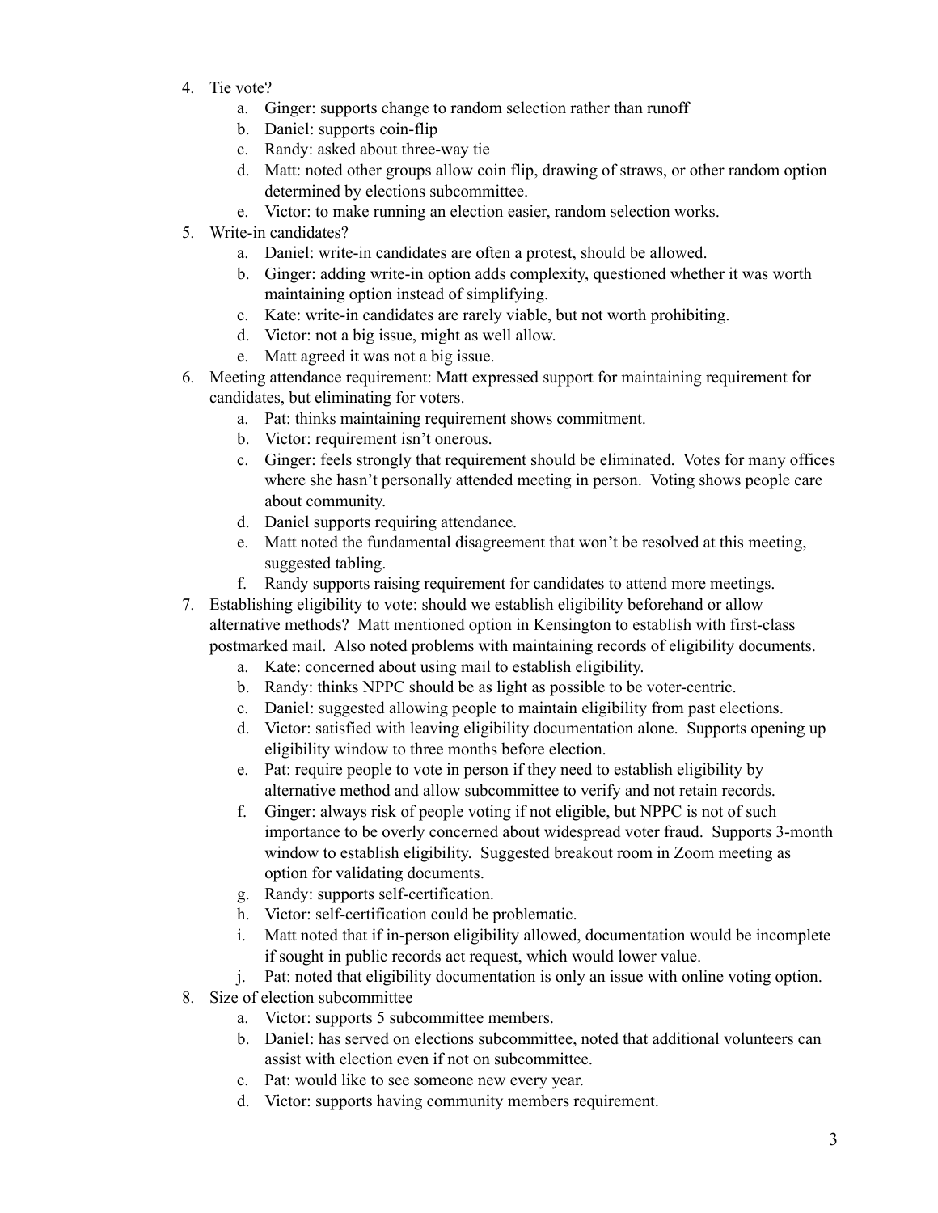4. Tie vote?
    a. Ginger: supports change to random selection rather than runoff
    b. Daniel: supports coin-flip
    c. Randy: asked about three-way tie
    d. Matt: noted other groups allow coin flip, drawing of straws, or other random option determined by elections subcommittee.
    e. Victor: to make running an election easier, random selection works.
5. Write-in candidates?
    a. Daniel: write-in candidates are often a protest, should be allowed.
    b. Ginger: adding write-in option adds complexity, questioned whether it was worth maintaining option instead of simplifying.
    c. Kate: write-in candidates are rarely viable, but not worth prohibiting.
    d. Victor: not a big issue, might as well allow.
    e. Matt agreed it was not a big issue.
6. Meeting attendance requirement: Matt expressed support for maintaining requirement for candidates, but eliminating for voters.
    a. Pat: thinks maintaining requirement shows commitment.
    b. Victor: requirement isn't onerous.
    c. Ginger: feels strongly that requirement should be eliminated. Votes for many offices where she hasn't personally attended meeting in person. Voting shows people care about community.
    d. Daniel supports requiring attendance.
    e. Matt noted the fundamental disagreement that won't be resolved at this meeting, suggested tabling.
    f. Randy supports raising requirement for candidates to attend more meetings.
7. Establishing eligibility to vote: should we establish eligibility beforehand or allow alternative methods? Matt mentioned option in Kensington to establish with first-class postmarked mail. Also noted problems with maintaining records of eligibility documents.
    a. Kate: concerned about using mail to establish eligibility.
    b. Randy: thinks NPPC should be as light as possible to be voter-centric.
    c. Daniel: suggested allowing people to maintain eligibility from past elections.
    d. Victor: satisfied with leaving eligibility documentation alone. Supports opening up eligibility window to three months before election.
    e. Pat: require people to vote in person if they need to establish eligibility by alternative method and allow subcommittee to verify and not retain records.
    f. Ginger: always risk of people voting if not eligible, but NPPC is not of such importance to be overly concerned about widespread voter fraud. Supports 3-month window to establish eligibility. Suggested breakout room in Zoom meeting as option for validating documents.
    g. Randy: supports self-certification.
    h. Victor: self-certification could be problematic.
    i. Matt noted that if in-person eligibility allowed, documentation would be incomplete if sought in public records act request, which would lower value.
    j. Pat: noted that eligibility documentation is only an issue with online voting option.
8. Size of election subcommittee
    a. Victor: supports 5 subcommittee members.
    b. Daniel: has served on elections subcommittee, noted that additional volunteers can assist with election even if not on subcommittee.
    c. Pat: would like to see someone new every year.
    d. Victor: supports having community members requirement.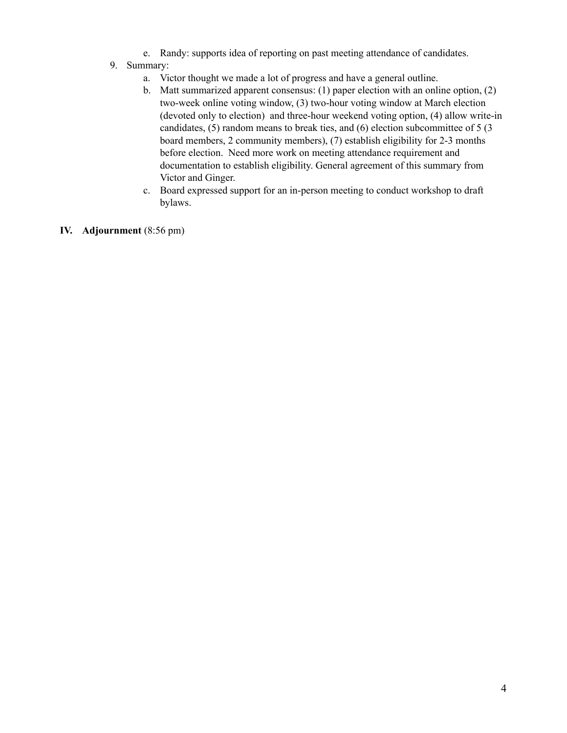e. Randy: supports idea of reporting on past meeting attendance of candidates.

9. Summary:
   a. Victor thought we made a lot of progress and have a general outline.
   b. Matt summarized apparent consensus: (1) paper election with an online option, (2) two-week online voting window, (3) two-hour voting window at March election (devoted only to election) and three-hour weekend voting option, (4) allow write-in candidates, (5) random means to break ties, and (6) election subcommittee of 5 (3 board members, 2 community members), (7) establish eligibility for 2-3 months before election. Need more work on meeting attendance requirement and documentation to establish eligibility. General agreement of this summary from Victor and Ginger.
   c. Board expressed support for an in-person meeting to conduct workshop to draft bylaws.

## IV. **Adjournment** (8:56 pm)